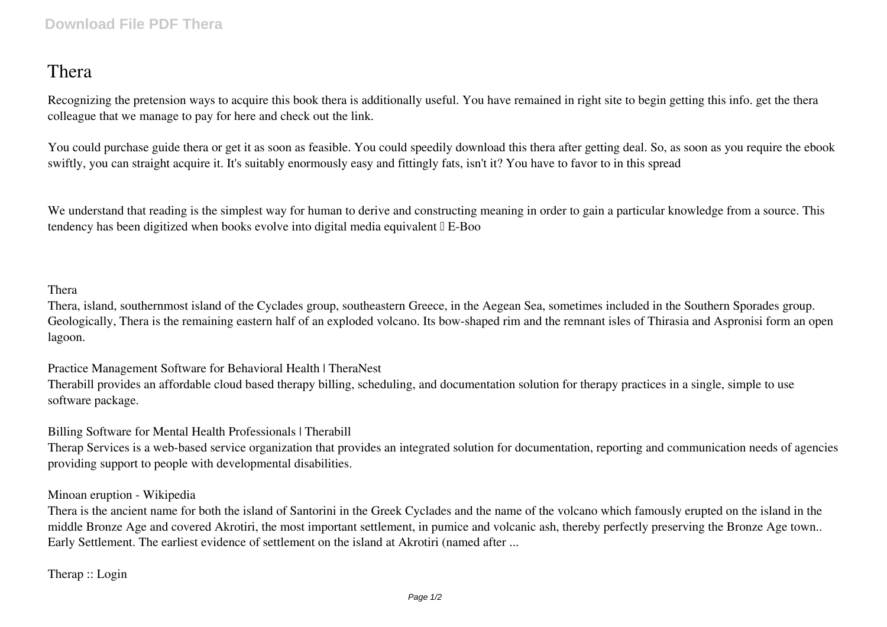# Thera

Recognizing the pretension ways to acquire this book thera is additionally useful. You have remained in right site to begin getting this info. get the thera colleague that we manage to pay for here and check out the link.

You could purchase guide thera or get it as soon as feasible. You could speedily download this thera after getting deal. So, as soon as you require the ebook swiftly, you can straight acquire it. It's suitably enormously easy and fittingly fats, isn't it? You have to favor to in this spread

We understand that reading is the simplest way for human to derive and constructing meaning in order to gain a particular knowledge from a source. This tendency has been digitized when books evolve into digital media equivalent – E-Boo

Thera

Thera, island, southernmost island of the Cyclades group, southeastern Greece, in the Aegean Sea, sometimes included in the Southern Sporades group. Geologically, Thera is the remaining eastern half of an exploded volcano. Its bow-shaped rim and the remnant isles of Thirasia and Aspronisi form an open lagoon.

Practice Management Software for Behavioral Health | TheraNest

Therabill provides an affordable cloud based therapy billing, scheduling, and documentation solution for therapy practices in a single, simple to use software package.

Billing Software for Mental Health Professionals | Therabill

Therap Services is a web-based service organization that provides an integrated solution for documentation, reporting and communication needs of agencies providing support to people with developmental disabilities.

Minoan eruption - Wikipedia

Thera is the ancient name for both the island of Santorini in the Greek Cyclades and the name of the volcano which famously erupted on the island in the middle Bronze Age and covered Akrotiri, the most important settlement, in pumice and volcanic ash, thereby perfectly preserving the Bronze Age town.. Early Settlement. The earliest evidence of settlement on the island at Akrotiri (named after ...

Therap :: Login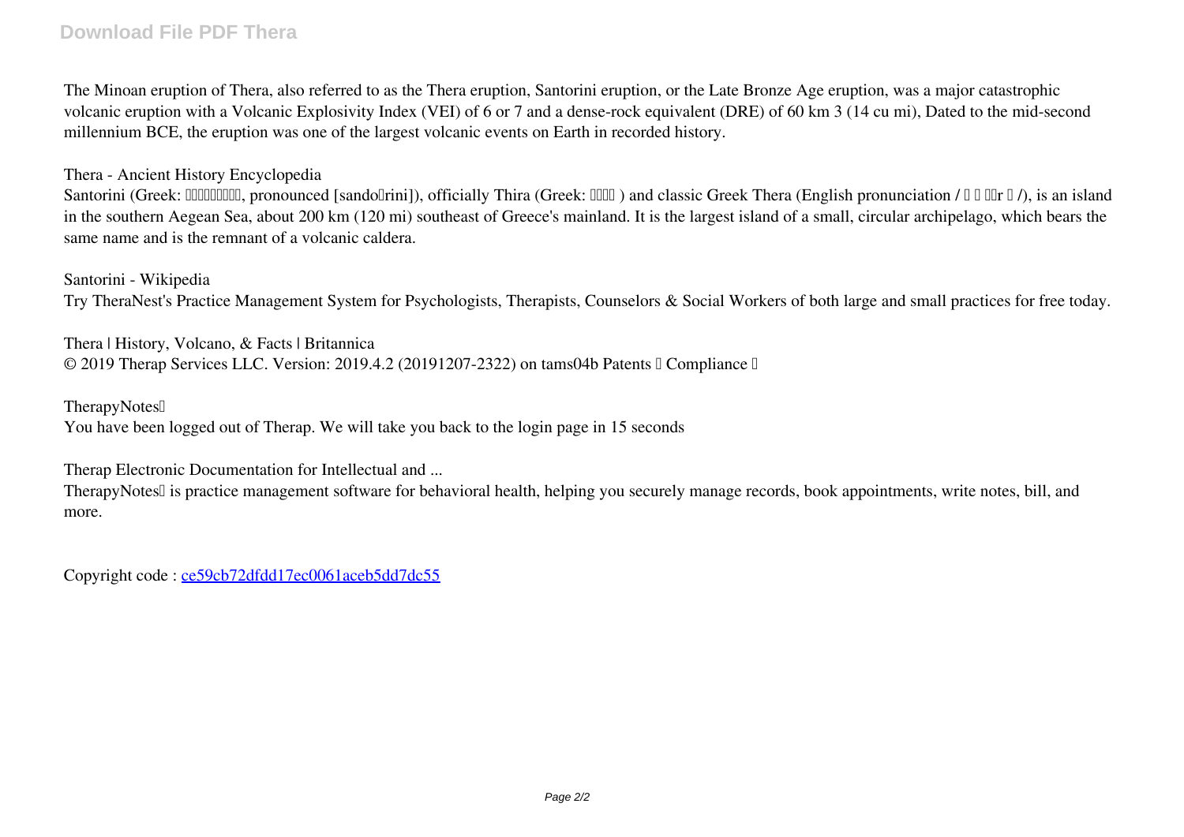The Minoan eruption of Thera, also referred to as the Thera eruption, Santorini eruption, or the Late Bronze Age eruption, was a major catastrophic volcanic eruption with a Volcanic Explosivity Index (VEI) of 6 or 7 and a dense-rock equivalent (DRE) of 60 km 3 (14 cu mi), Dated to the mid-second millennium BCE, the eruption was one of the largest volcanic events on Earth in recorded history.

Thera - Ancient History Encyclopedia

Santorini (Greek: , pronounced [sandorini]), officially Thira (Greek: ) and classic Greek Thera (English pronunciation / r /), is an island in the southern Aegean Sea, about 200 km (120 mi) southeast of Greece's mainland. It is the largest island of a small, circular archipelago, which bears the same name and is the remnant of a volcanic caldera.

Santorini - Wikipedia

Try TheraNest's Practice Management System for Psychologists, Therapists, Counselors & Social Workers of both large and small practices for free today.

Thera | History, Volcano, & Facts | Britannica

© 2019 Therap Services LLC. Version: 2019.4.2 (20191207-2322) on tams04b Patents Compliance

TherapyNotes

You have been logged out of Therap. We will take you back to the login page in 15 seconds

Therap Electronic Documentation for Intellectual and ...

TherapyNotes is practice management software for behavioral health, helping you securely manage records, book appointments, write notes, bill, and more.

Copyright code : ce59cb72dfdd17ec0061aceb5dd7dc55